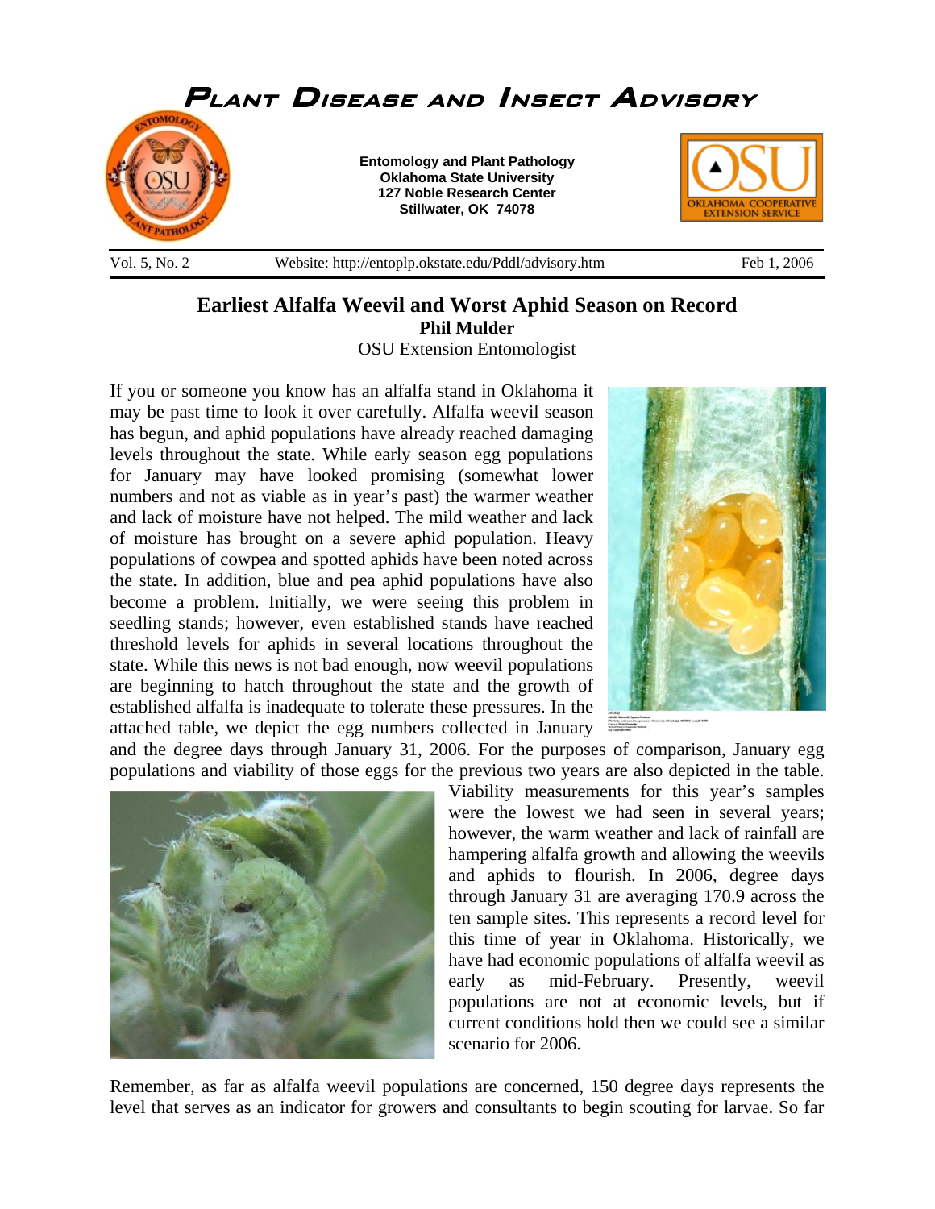# Plant Disease and Insect Advisory

**Entomology and Plant Pathology**
**Oklahoma State University**
**127 Noble Research Center**
**Stillwater, OK 74078**

Vol. 5, No. 2 | Website: http://entoplp.okstate.edu/Pddl/advisory.htm | Feb 1, 2006

## Earliest Alfalfa Weevil and Worst Aphid Season on Record

**Phil Mulder**
OSU Extension Entomologist

If you or someone you know has an alfalfa stand in Oklahoma it may be past time to look it over carefully. Alfalfa weevil season has begun, and aphid populations have already reached damaging levels throughout the state. While early season egg populations for January may have looked promising (somewhat lower numbers and not as viable as in year's past) the warmer weather and lack of moisture have not helped. The mild weather and lack of moisture has brought on a severe aphid population. Heavy populations of cowpea and spotted aphids have been noted across the state. In addition, blue and pea aphid populations have also become a problem. Initially, we were seeing this problem in seedling stands; however, even established stands have reached threshold levels for aphids in several locations throughout the state. While this news is not bad enough, now weevil populations are beginning to hatch throughout the state and the growth of established alfalfa is inadequate to tolerate these pressures. In the attached table, we depict the egg numbers collected in January and the degree days through January 31, 2006. For the purposes of comparison, January egg populations and viability of those eggs for the previous two years are also depicted in the table. Viability measurements for this year's samples were the lowest we had seen in several years; however, the warm weather and lack of rainfall are hampering alfalfa growth and allowing the weevils and aphids to flourish. In 2006, degree days through January 31 are averaging 170.9 across the ten sample sites. This represents a record level for this time of year in Oklahoma. Historically, we have had economic populations of alfalfa weevil as early as mid-February. Presently, weevil populations are not at economic levels, but if current conditions hold then we could see a similar scenario for 2006.

Remember, as far as alfalfa weevil populations are concerned, 150 degree days represents the level that serves as an indicator for growers and consultants to begin scouting for larvae. So far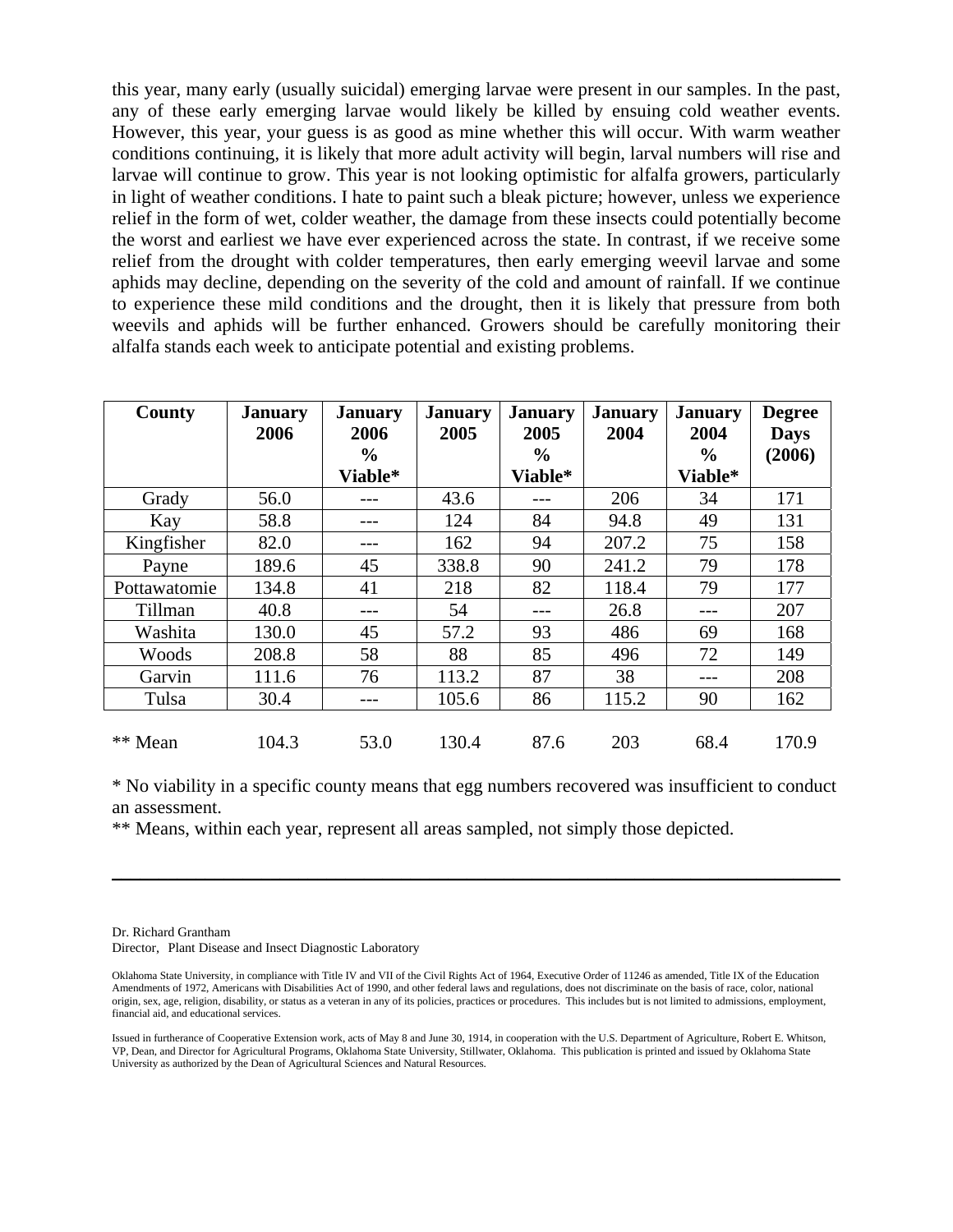this year, many early (usually suicidal) emerging larvae were present in our samples. In the past, any of these early emerging larvae would likely be killed by ensuing cold weather events. However, this year, your guess is as good as mine whether this will occur. With warm weather conditions continuing, it is likely that more adult activity will begin, larval numbers will rise and larvae will continue to grow. This year is not looking optimistic for alfalfa growers, particularly in light of weather conditions. I hate to paint such a bleak picture; however, unless we experience relief in the form of wet, colder weather, the damage from these insects could potentially become the worst and earliest we have ever experienced across the state. In contrast, if we receive some relief from the drought with colder temperatures, then early emerging weevil larvae and some aphids may decline, depending on the severity of the cold and amount of rainfall. If we continue to experience these mild conditions and the drought, then it is likely that pressure from both weevils and aphids will be further enhanced. Growers should be carefully monitoring their alfalfa stands each week to anticipate potential and existing problems.

| County | January 2006 | January 2006 % Viable* | January 2005 | January 2005 % Viable* | January 2004 | January 2004 % Viable* | Degree Days (2006) |
|---|---|---|---|---|---|---|---|
| Grady | 56.0 | --- | 43.6 | --- | 206 | 34 | 171 |
| Kay | 58.8 | --- | 124 | 84 | 94.8 | 49 | 131 |
| Kingfisher | 82.0 | --- | 162 | 94 | 207.2 | 75 | 158 |
| Payne | 189.6 | 45 | 338.8 | 90 | 241.2 | 79 | 178 |
| Pottawatomie | 134.8 | 41 | 218 | 82 | 118.4 | 79 | 177 |
| Tillman | 40.8 | --- | 54 | --- | 26.8 | --- | 207 |
| Washita | 130.0 | 45 | 57.2 | 93 | 486 | 69 | 168 |
| Woods | 208.8 | 58 | 88 | 85 | 496 | 72 | 149 |
| Garvin | 111.6 | 76 | 113.2 | 87 | 38 | --- | 208 |
| Tulsa | 30.4 | --- | 105.6 | 86 | 115.2 | 90 | 162 |
| ** Mean | 104.3 | 53.0 | 130.4 | 87.6 | 203 | 68.4 | 170.9 |

* No viability in a specific county means that egg numbers recovered was insufficient to conduct an assessment.

** Means, within each year, represent all areas sampled, not simply those depicted.

---

Dr. Richard Grantham
Director, Plant Disease and Insect Diagnostic Laboratory

Oklahoma State University, in compliance with Title IV and VII of the Civil Rights Act of 1964, Executive Order of 11246 as amended, Title IX of the Education Amendments of 1972, Americans with Disabilities Act of 1990, and other federal laws and regulations, does not discriminate on the basis of race, color, national origin, sex, age, religion, disability, or status as a veteran in any of its policies, practices or procedures. This includes but is not limited to admissions, employment, financial aid, and educational services.

Issued in furtherance of Cooperative Extension work, acts of May 8 and June 30, 1914, in cooperation with the U.S. Department of Agriculture, Robert E. Whitson, VP, Dean, and Director for Agricultural Programs, Oklahoma State University, Stillwater, Oklahoma. This publication is printed and issued by Oklahoma State University as authorized by the Dean of Agricultural Sciences and Natural Resources.